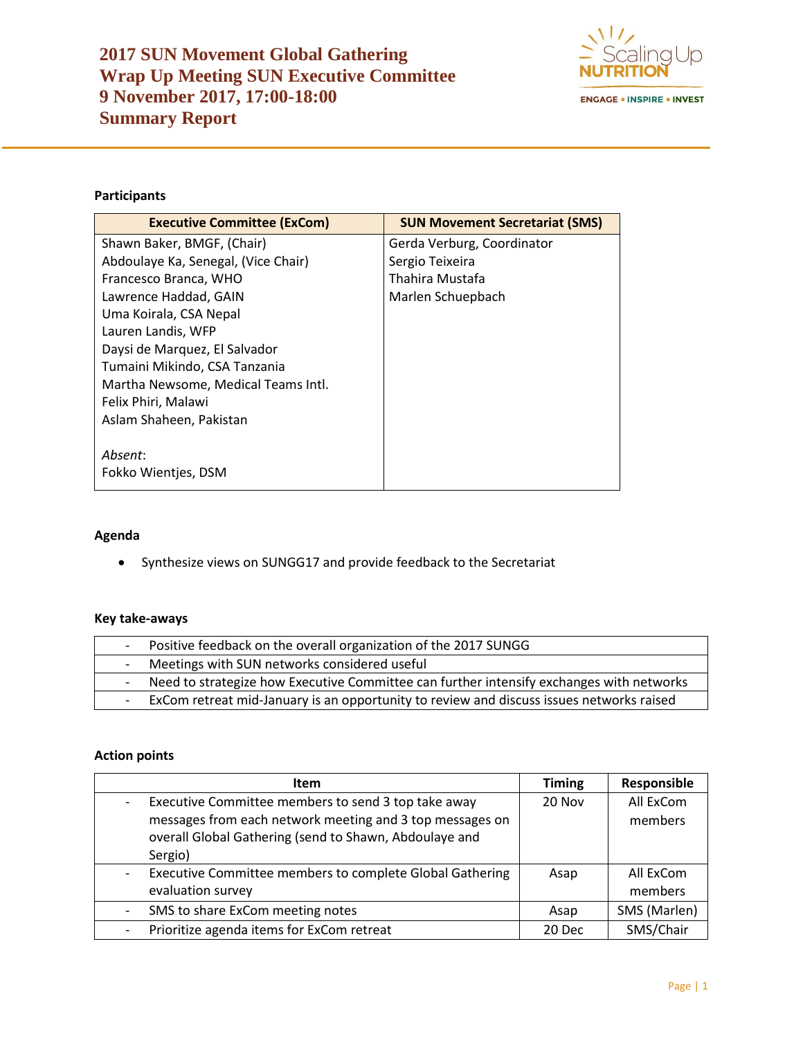# 2017 SUN Movement Global Gathering
# Wrap Up Meeting SUN Executive Committee
# 9 November 2017, 17:00-18:00
# Summary Report

**Participants**

| Executive Committee (ExCom) | SUN Movement Secretariat (SMS) |
|---|---|
| Shawn Baker, BMGF, (Chair)<br>Abdoulaye Ka, Senegal, (Vice Chair)<br>Francesco Branca, WHO<br>Lawrence Haddad, GAIN<br>Uma Koirala, CSA Nepal<br>Lauren Landis, WFP<br>Daysi de Marquez, El Salvador<br>Tumaini Mikindo, CSA Tanzania<br>Martha Newsome, Medical Teams Intl.<br>Felix Phiri, Malawi<br>Aslam Shaheen, Pakistan<br><br>*Absent*:<br>Fokko Wientjes, DSM | Gerda Verburg, Coordinator<br>Sergio Teixeira<br>Thahira Mustafa<br>Marlen Schuepbach |

**Agenda**

- Synthesize views on SUNGG17 and provide feedback to the Secretariat

**Key take-aways**

| | |
|---|---|
| - | Positive feedback on the overall organization of the 2017 SUNGG |
| - | Meetings with SUN networks considered useful |
| - | Need to strategize how Executive Committee can further intensify exchanges with networks |
| - | ExCom retreat mid-January is an opportunity to review and discuss issues networks raised |

**Action points**

| | Item | Timing | Responsible |
|---|---|---|---|
| - | Executive Committee members to send 3 top take away messages from each network meeting and 3 top messages on overall Global Gathering (send to Shawn, Abdoulaye and Sergio) | 20 Nov | All ExCom members |
| - | Executive Committee members to complete Global Gathering evaluation survey | Asap | All ExCom members |
| - | SMS to share ExCom meeting notes | Asap | SMS (Marlen) |
| - | Prioritize agenda items for ExCom retreat | 20 Dec | SMS/Chair |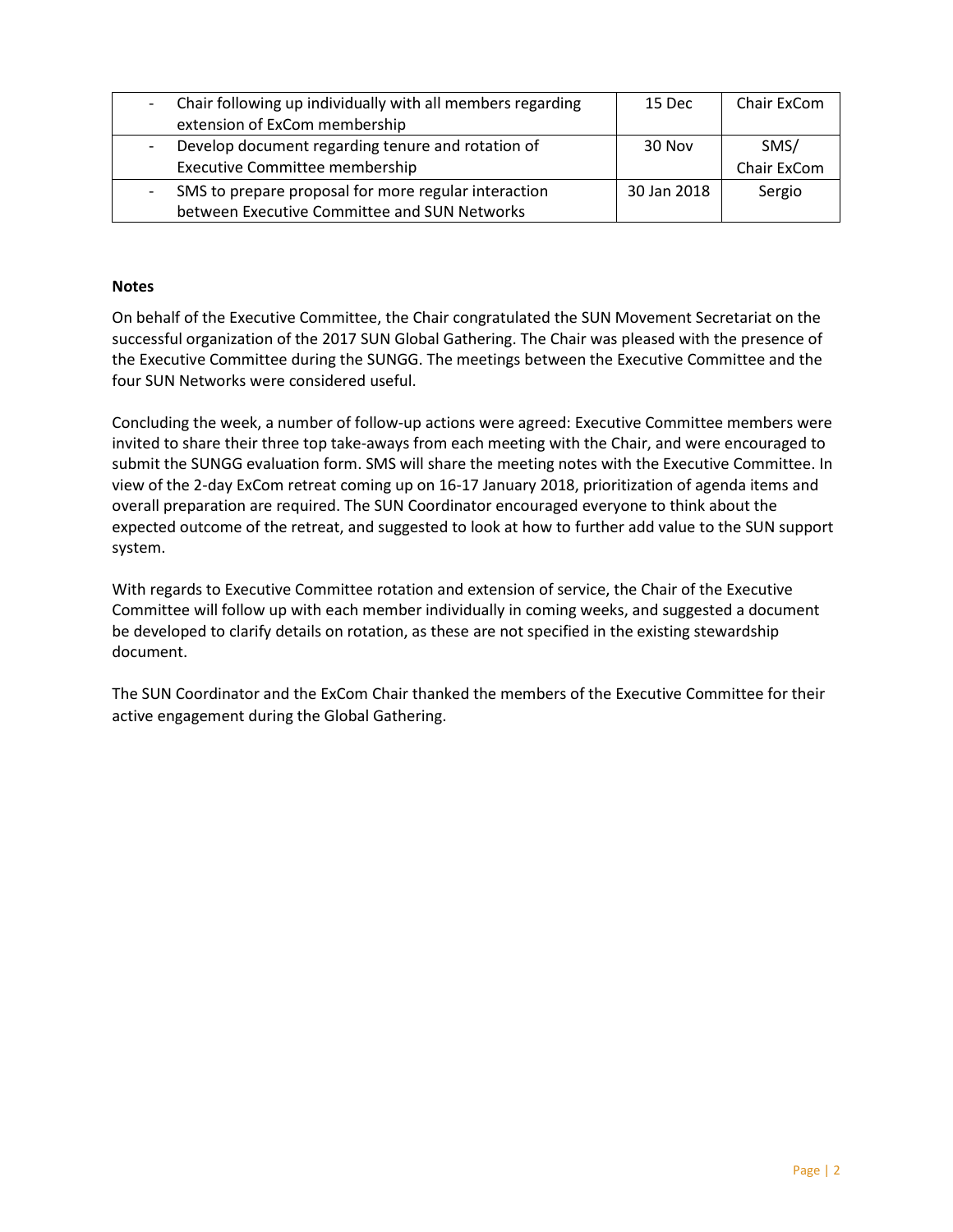| | | |
|---|---|---|
| - Chair following up individually with all members regarding extension of ExCom membership | 15 Dec | Chair ExCom |
| - Develop document regarding tenure and rotation of Executive Committee membership | 30 Nov | SMS/ Chair ExCom |
| - SMS to prepare proposal for more regular interaction between Executive Committee and SUN Networks | 30 Jan 2018 | Sergio |

**Notes**

On behalf of the Executive Committee, the Chair congratulated the SUN Movement Secretariat on the successful organization of the 2017 SUN Global Gathering. The Chair was pleased with the presence of the Executive Committee during the SUNGG. The meetings between the Executive Committee and the four SUN Networks were considered useful.

Concluding the week, a number of follow-up actions were agreed: Executive Committee members were invited to share their three top take-aways from each meeting with the Chair, and were encouraged to submit the SUNGG evaluation form. SMS will share the meeting notes with the Executive Committee. In view of the 2-day ExCom retreat coming up on 16-17 January 2018, prioritization of agenda items and overall preparation are required. The SUN Coordinator encouraged everyone to think about the expected outcome of the retreat, and suggested to look at how to further add value to the SUN support system.

With regards to Executive Committee rotation and extension of service, the Chair of the Executive Committee will follow up with each member individually in coming weeks, and suggested a document be developed to clarify details on rotation, as these are not specified in the existing stewardship document.

The SUN Coordinator and the ExCom Chair thanked the members of the Executive Committee for their active engagement during the Global Gathering.